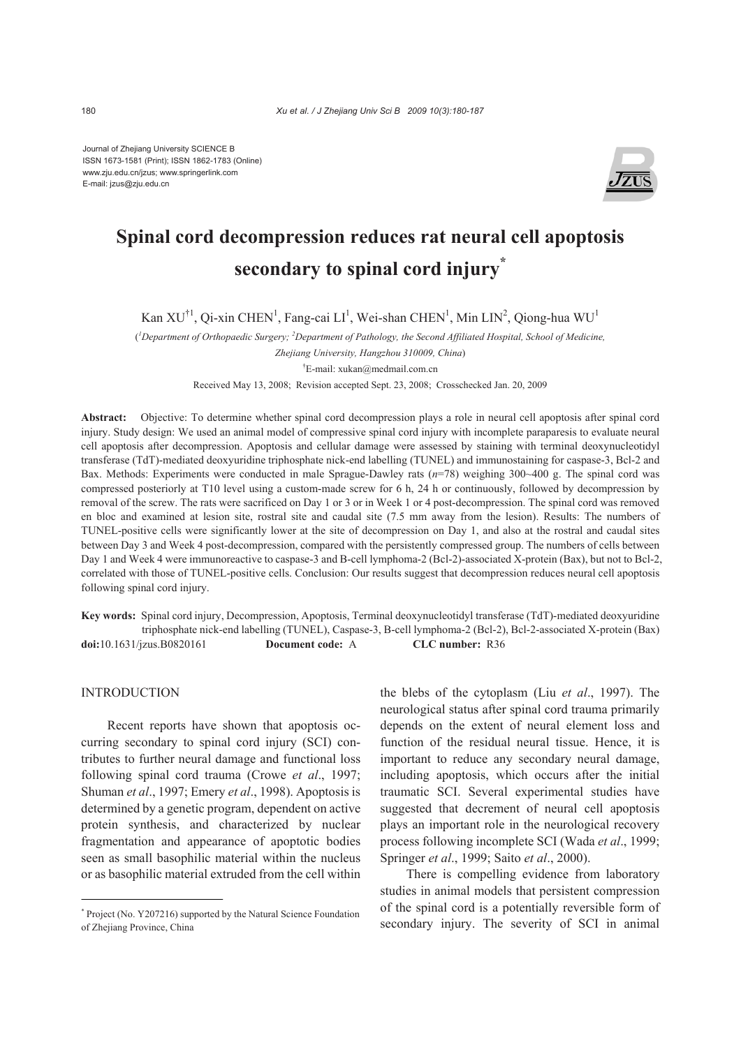Journal of Zhejiang University SCIENCE B
ISSN 1673-1581 (Print); ISSN 1862-1783 (Online)
www.zju.edu.cn/jzus; www.springerlink.com
E-mail: jzus@zju.edu.cn

# Spinal cord decompression reduces rat neural cell apoptosis secondary to spinal cord injury*

Kan XU[†1], Qi-xin CHEN[1], Fang-cai LI[1], Wei-shan CHEN[1], Min LIN[2], Qiong-hua WU[1]

([1]*Department of Orthopaedic Surgery;* [2]*Department of Pathology, the Second Affiliated Hospital, School of Medicine, Zhejiang University, Hangzhou 310009, China*)

[†]E-mail: xukan@medmail.com.cn

Received May 13, 2008; Revision accepted Sept. 23, 2008; Crosschecked Jan. 20, 2009

**Abstract:** Objective: To determine whether spinal cord decompression plays a role in neural cell apoptosis after spinal cord injury. Study design: We used an animal model of compressive spinal cord injury with incomplete paraparesis to evaluate neural cell apoptosis after decompression. Apoptosis and cellular damage were assessed by staining with terminal deoxynucleotidyl transferase (TdT)-mediated deoxyuridine triphosphate nick-end labelling (TUNEL) and immunostaining for caspase-3, Bcl-2 and Bax. Methods: Experiments were conducted in male Sprague-Dawley rats ($n$=78) weighing 300~400 g. The spinal cord was compressed posteriorly at T10 level using a custom-made screw for 6 h, 24 h or continuously, followed by decompression by removal of the screw. The rats were sacrificed on Day 1 or 3 or in Week 1 or 4 post-decompression. The spinal cord was removed en bloc and examined at lesion site, rostral site and caudal site (7.5 mm away from the lesion). Results: The numbers of TUNEL-positive cells were significantly lower at the site of decompression on Day 1, and also at the rostral and caudal sites between Day 3 and Week 4 post-decompression, compared with the persistently compressed group. The numbers of cells between Day 1 and Week 4 were immunoreactive to caspase-3 and B-cell lymphoma-2 (Bcl-2)-associated X-protein (Bax), but not to Bcl-2, correlated with those of TUNEL-positive cells. Conclusion: Our results suggest that decompression reduces neural cell apoptosis following spinal cord injury.

**Key words:** Spinal cord injury, Decompression, Apoptosis, Terminal deoxynucleotidyl transferase (TdT)-mediated deoxyuridine triphosphate nick-end labelling (TUNEL), Caspase-3, B-cell lymphoma-2 (Bcl-2), Bcl-2-associated X-protein (Bax)

**doi:**10.1631/jzus.B0820161 **Document code:** A **CLC number:** R36

## INTRODUCTION

Recent reports have shown that apoptosis occurring secondary to spinal cord injury (SCI) contributes to further neural damage and functional loss following spinal cord trauma (Crowe *et al*., 1997; Shuman *et al*., 1997; Emery *et al*., 1998). Apoptosis is determined by a genetic program, dependent on active protein synthesis, and characterized by nuclear fragmentation and appearance of apoptotic bodies seen as small basophilic material within the nucleus or as basophilic material extruded from the cell within the blebs of the cytoplasm (Liu *et al*., 1997). The neurological status after spinal cord trauma primarily depends on the extent of neural element loss and function of the residual neural tissue. Hence, it is important to reduce any secondary neural damage, including apoptosis, which occurs after the initial traumatic SCI. Several experimental studies have suggested that decrement of neural cell apoptosis plays an important role in the neurological recovery process following incomplete SCI (Wada *et al*., 1999; Springer *et al*., 1999; Saito *et al*., 2000).

There is compelling evidence from laboratory studies in animal models that persistent compression of the spinal cord is a potentially reversible form of secondary injury. The severity of SCI in animal

---

* Project (No. Y207216) supported by the Natural Science Foundation of Zhejiang Province, China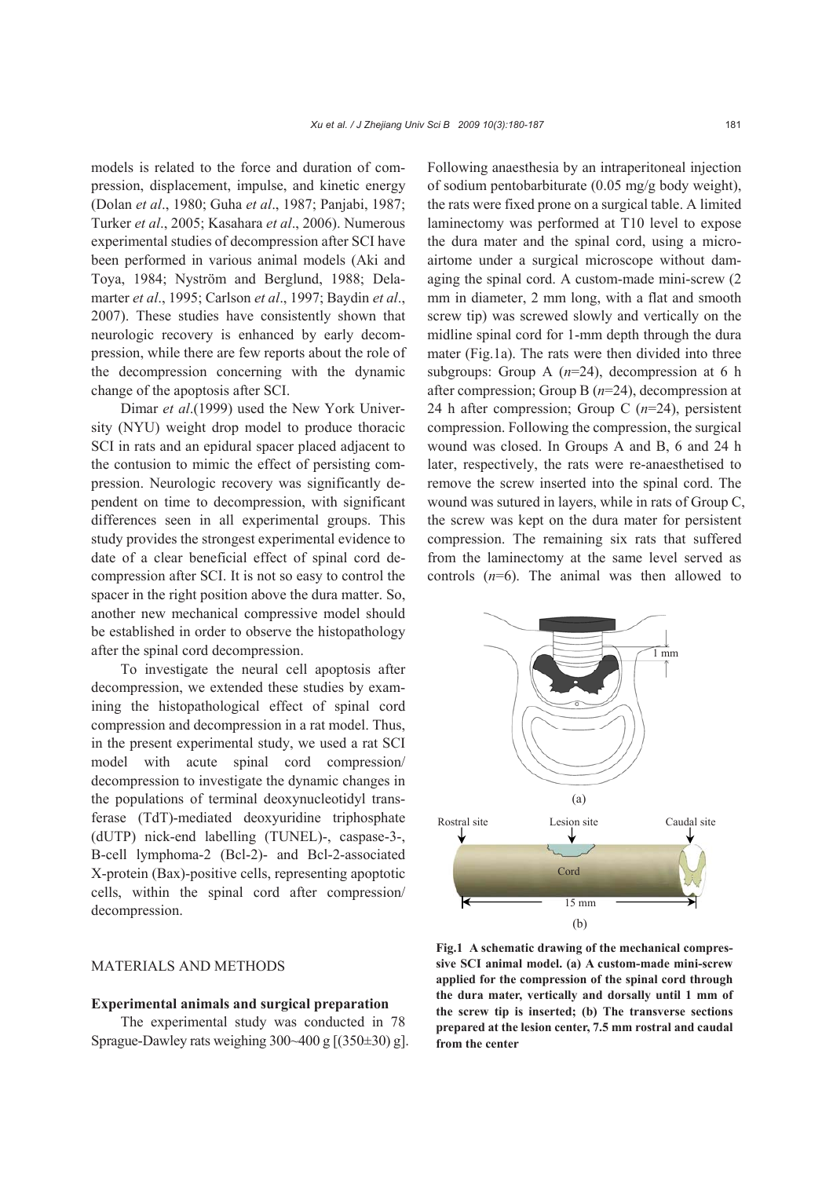models is related to the force and duration of compression, displacement, impulse, and kinetic energy (Dolan *et al*., 1980; Guha *et al*., 1987; Panjabi, 1987; Turker *et al*., 2005; Kasahara *et al*., 2006). Numerous experimental studies of decompression after SCI have been performed in various animal models (Aki and Toya, 1984; Nyström and Berglund, 1988; Delamarter *et al*., 1995; Carlson *et al*., 1997; Baydin *et al*., 2007). These studies have consistently shown that neurologic recovery is enhanced by early decompression, while there are few reports about the role of the decompression concerning with the dynamic change of the apoptosis after SCI.

Dimar *et al*.(1999) used the New York University (NYU) weight drop model to produce thoracic SCI in rats and an epidural spacer placed adjacent to the contusion to mimic the effect of persisting compression. Neurologic recovery was significantly dependent on time to decompression, with significant differences seen in all experimental groups. This study provides the strongest experimental evidence to date of a clear beneficial effect of spinal cord decompression after SCI. It is not so easy to control the spacer in the right position above the dura matter. So, another new mechanical compressive model should be established in order to observe the histopathology after the spinal cord decompression.

To investigate the neural cell apoptosis after decompression, we extended these studies by examining the histopathological effect of spinal cord compression and decompression in a rat model. Thus, in the present experimental study, we used a rat SCI model with acute spinal cord compression/decompression to investigate the dynamic changes in the populations of terminal deoxynucleotidyl transferase (TdT)-mediated deoxyuridine triphosphate (dUTP) nick-end labelling (TUNEL)-, caspase-3-, B-cell lymphoma-2 (Bcl-2)- and Bcl-2-associated X-protein (Bax)-positive cells, representing apoptotic cells, within the spinal cord after compression/decompression.

## MATERIALS AND METHODS

### Experimental animals and surgical preparation

The experimental study was conducted in 78 Sprague-Dawley rats weighing 300~400 g [(350±30) g]. Following anaesthesia by an intraperitoneal injection of sodium pentobarbiturate (0.05 mg/g body weight), the rats were fixed prone on a surgical table. A limited laminectomy was performed at T10 level to expose the dura mater and the spinal cord, using a microairtome under a surgical microscope without damaging the spinal cord. A custom-made mini-screw (2 mm in diameter, 2 mm long, with a flat and smooth screw tip) was screwed slowly and vertically on the midline spinal cord for 1-mm depth through the dura mater (Fig.1a). The rats were then divided into three subgroups: Group A (*n*=24), decompression at 6 h after compression; Group B (*n*=24), decompression at 24 h after compression; Group C (*n*=24), persistent compression. Following the compression, the surgical wound was closed. In Groups A and B, 6 and 24 h later, respectively, the rats were re-anaesthetised to remove the screw inserted into the spinal cord. The wound was sutured in layers, while in rats of Group C, the screw was kept on the dura mater for persistent compression. The remaining six rats that suffered from the laminectomy at the same level served as controls (*n*=6). The animal was then allowed to

**Fig.1 A schematic drawing of the mechanical compressive SCI animal model. (a) A custom-made mini-screw applied for the compression of the spinal cord through the dura mater, vertically and dorsally until 1 mm of the screw tip is inserted; (b) The transverse sections prepared at the lesion center, 7.5 mm rostral and caudal from the center**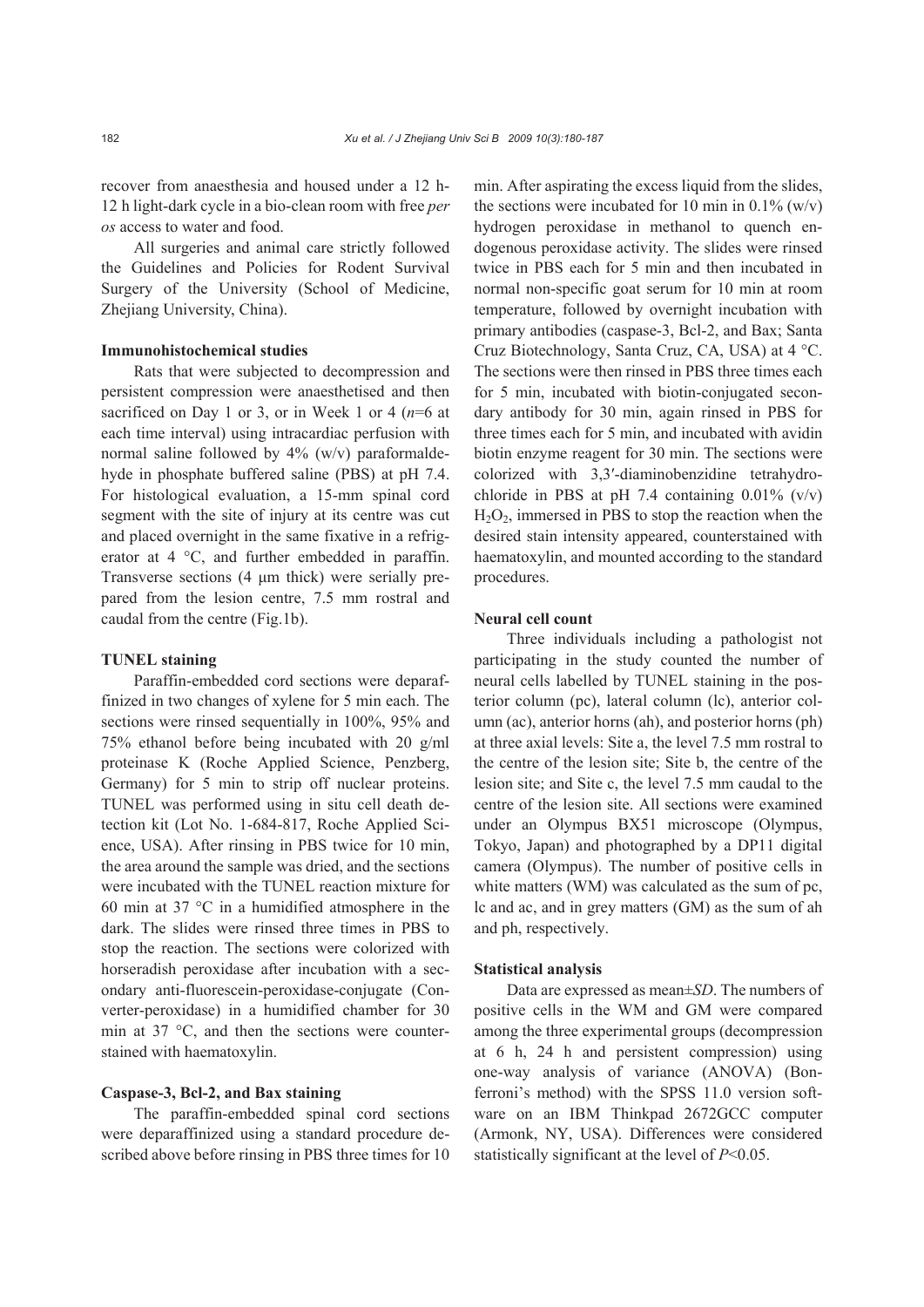recover from anaesthesia and housed under a 12 h-12 h light-dark cycle in a bio-clean room with free *per os* access to water and food.

All surgeries and animal care strictly followed the Guidelines and Policies for Rodent Survival Surgery of the University (School of Medicine, Zhejiang University, China).

### Immunohistochemical studies

Rats that were subjected to decompression and persistent compression were anaesthetised and then sacrificed on Day 1 or 3, or in Week 1 or 4 ($n$=6 at each time interval) using intracardiac perfusion with normal saline followed by 4% (w/v) paraformaldehyde in phosphate buffered saline (PBS) at pH 7.4. For histological evaluation, a 15-mm spinal cord segment with the site of injury at its centre was cut and placed overnight in the same fixative in a refrigerator at 4 °C, and further embedded in paraffin. Transverse sections (4 μm thick) were serially prepared from the lesion centre, 7.5 mm rostral and caudal from the centre (Fig.1b).

### TUNEL staining

Paraffin-embedded cord sections were deparaffinized in two changes of xylene for 5 min each. The sections were rinsed sequentially in 100%, 95% and 75% ethanol before being incubated with 20 g/ml proteinase K (Roche Applied Science, Penzberg, Germany) for 5 min to strip off nuclear proteins. TUNEL was performed using in situ cell death detection kit (Lot No. 1-684-817, Roche Applied Science, USA). After rinsing in PBS twice for 10 min, the area around the sample was dried, and the sections were incubated with the TUNEL reaction mixture for 60 min at 37 °C in a humidified atmosphere in the dark. The slides were rinsed three times in PBS to stop the reaction. The sections were colorized with horseradish peroxidase after incubation with a secondary anti-fluorescein-peroxidase-conjugate (Converter-peroxidase) in a humidified chamber for 30 min at 37 °C, and then the sections were counterstained with haematoxylin.

### Caspase-3, Bcl-2, and Bax staining

The paraffin-embedded spinal cord sections were deparaffinized using a standard procedure described above before rinsing in PBS three times for 10 min. After aspirating the excess liquid from the slides, the sections were incubated for 10 min in 0.1% (w/v) hydrogen peroxidase in methanol to quench endogenous peroxidase activity. The slides were rinsed twice in PBS each for 5 min and then incubated in normal non-specific goat serum for 10 min at room temperature, followed by overnight incubation with primary antibodies (caspase-3, Bcl-2, and Bax; Santa Cruz Biotechnology, Santa Cruz, CA, USA) at 4 °C. The sections were then rinsed in PBS three times each for 5 min, incubated with biotin-conjugated secondary antibody for 30 min, again rinsed in PBS for three times each for 5 min, and incubated with avidin biotin enzyme reagent for 30 min. The sections were colorized with 3,3′-diaminobenzidine tetrahydrochloride in PBS at pH 7.4 containing 0.01% (v/v) $H_2O_2$, immersed in PBS to stop the reaction when the desired stain intensity appeared, counterstained with haematoxylin, and mounted according to the standard procedures.

### Neural cell count

Three individuals including a pathologist not participating in the study counted the number of neural cells labelled by TUNEL staining in the posterior column (pc), lateral column (lc), anterior column (ac), anterior horns (ah), and posterior horns (ph) at three axial levels: Site a, the level 7.5 mm rostral to the centre of the lesion site; Site b, the centre of the lesion site; and Site c, the level 7.5 mm caudal to the centre of the lesion site. All sections were examined under an Olympus BX51 microscope (Olympus, Tokyo, Japan) and photographed by a DP11 digital camera (Olympus). The number of positive cells in white matters (WM) was calculated as the sum of pc, lc and ac, and in grey matters (GM) as the sum of ah and ph, respectively.

### Statistical analysis

Data are expressed as mean±*SD*. The numbers of positive cells in the WM and GM were compared among the three experimental groups (decompression at 6 h, 24 h and persistent compression) using one-way analysis of variance (ANOVA) (Bonferroni's method) with the SPSS 11.0 version software on an IBM Thinkpad 2672GCC computer (Armonk, NY, USA). Differences were considered statistically significant at the level of $P$<0.05.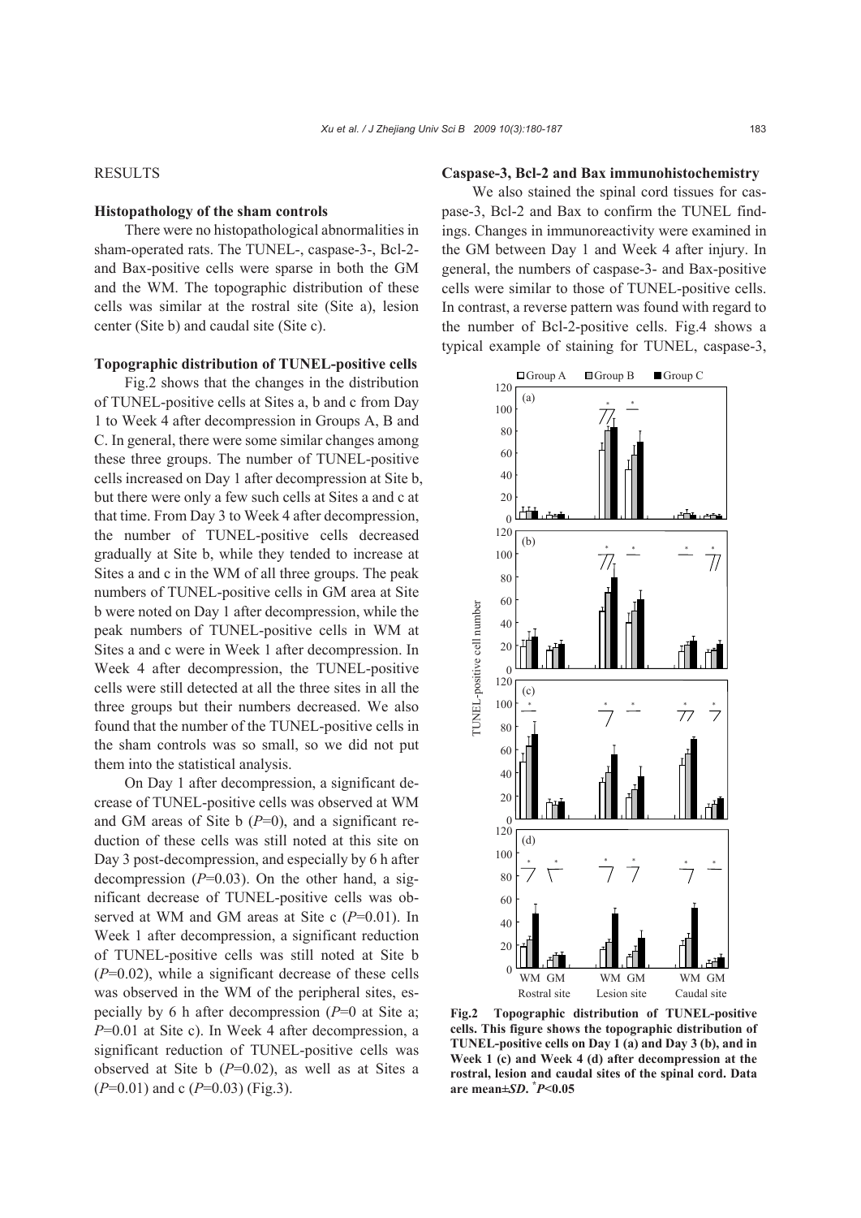## RESULTS

### Histopathology of the sham controls

There were no histopathological abnormalities in sham-operated rats. The TUNEL-, caspase-3-, Bcl-2- and Bax-positive cells were sparse in both the GM and the WM. The topographic distribution of these cells was similar at the rostral site (Site a), lesion center (Site b) and caudal site (Site c).

### Topographic distribution of TUNEL-positive cells

Fig.2 shows that the changes in the distribution of TUNEL-positive cells at Sites a, b and c from Day 1 to Week 4 after decompression in Groups A, B and C. In general, there were some similar changes among these three groups. The number of TUNEL-positive cells increased on Day 1 after decompression at Site b, but there were only a few such cells at Sites a and c at that time. From Day 3 to Week 4 after decompression, the number of TUNEL-positive cells decreased gradually at Site b, while they tended to increase at Sites a and c in the WM of all three groups. The peak numbers of TUNEL-positive cells in GM area at Site b were noted on Day 1 after decompression, while the peak numbers of TUNEL-positive cells in WM at Sites a and c were in Week 1 after decompression. In Week 4 after decompression, the TUNEL-positive cells were still detected at all the three sites in all the three groups but their numbers decreased. We also found that the number of the TUNEL-positive cells in the sham controls was so small, so we did not put them into the statistical analysis.

On Day 1 after decompression, a significant decrease of TUNEL-positive cells was observed at WM and GM areas of Site b ($P$=0), and a significant reduction of these cells was still noted at this site on Day 3 post-decompression, and especially by 6 h after decompression ($P$=0.03). On the other hand, a significant decrease of TUNEL-positive cells was observed at WM and GM areas at Site c ($P$=0.01). In Week 1 after decompression, a significant reduction of TUNEL-positive cells was still noted at Site b ($P$=0.02), while a significant decrease of these cells was observed in the WM of the peripheral sites, especially by 6 h after decompression ($P$=0 at Site a; $P$=0.01 at Site c). In Week 4 after decompression, a significant reduction of TUNEL-positive cells was observed at Site b ($P$=0.02), as well as at Sites a ($P$=0.01) and c ($P$=0.03) (Fig.3).

### Caspase-3, Bcl-2 and Bax immunohistochemistry

We also stained the spinal cord tissues for caspase-3, Bcl-2 and Bax to confirm the TUNEL findings. Changes in immunoreactivity were examined in the GM between Day 1 and Week 4 after injury. In general, the numbers of caspase-3- and Bax-positive cells were similar to those of TUNEL-positive cells. In contrast, a reverse pattern was found with regard to the number of Bcl-2-positive cells. Fig.4 shows a typical example of staining for TUNEL, caspase-3,

**Fig.2 Topographic distribution of TUNEL-positive cells. This figure shows the topographic distribution of TUNEL-positive cells on Day 1 (a) and Day 3 (b), and in Week 1 (c) and Week 4 (d) after decompression at the rostral, lesion and caudal sites of the spinal cord. Data are mean±*SD*. \*$P$<0.05**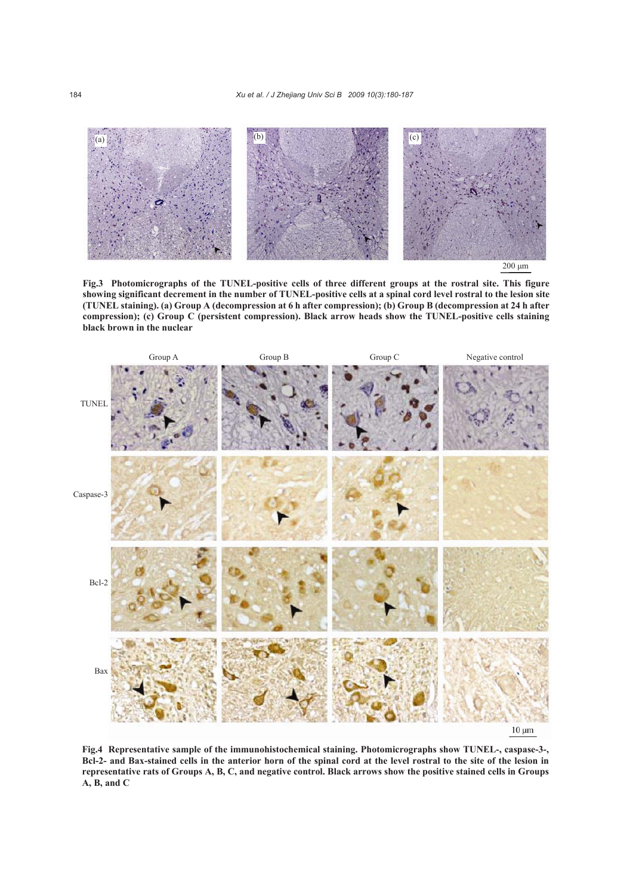Fig.3 Photomicrographs of the TUNEL-positive cells of three different groups at the rostral site. This figure showing significant decrement in the number of TUNEL-positive cells at a spinal cord level rostral to the lesion site (TUNEL staining). (a) Group A (decompression at 6 h after compression); (b) Group B (decompression at 24 h after compression); (c) Group C (persistent compression). Black arrow heads show the TUNEL-positive cells staining black brown in the nuclear

Fig.4 Representative sample of the immunohistochemical staining. Photomicrographs show TUNEL-, caspase-3-, Bcl-2- and Bax-stained cells in the anterior horn of the spinal cord at the level rostral to the site of the lesion in representative rats of Groups A, B, C, and negative control. Black arrows show the positive stained cells in Groups A, B, and C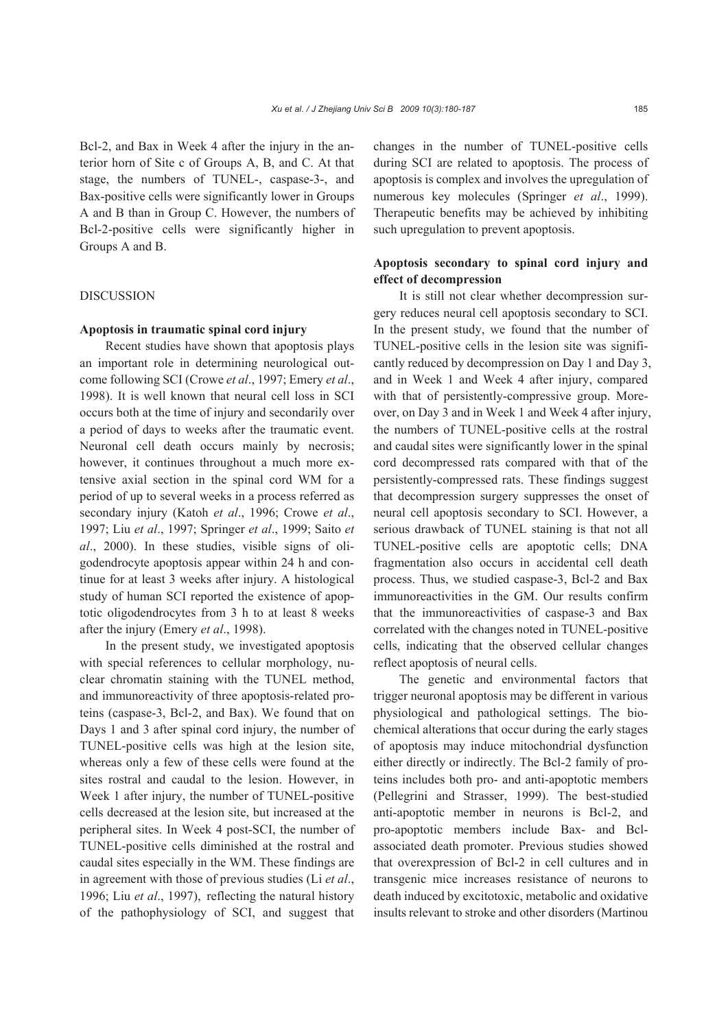Bcl-2, and Bax in Week 4 after the injury in the anterior horn of Site c of Groups A, B, and C. At that stage, the numbers of TUNEL-, caspase-3-, and Bax-positive cells were significantly lower in Groups A and B than in Group C. However, the numbers of Bcl-2-positive cells were significantly higher in Groups A and B.

## DISCUSSION

### Apoptosis in traumatic spinal cord injury

Recent studies have shown that apoptosis plays an important role in determining neurological outcome following SCI (Crowe *et al*., 1997; Emery *et al*., 1998). It is well known that neural cell loss in SCI occurs both at the time of injury and secondarily over a period of days to weeks after the traumatic event. Neuronal cell death occurs mainly by necrosis; however, it continues throughout a much more extensive axial section in the spinal cord WM for a period of up to several weeks in a process referred as secondary injury (Katoh *et al*., 1996; Crowe *et al*., 1997; Liu *et al*., 1997; Springer *et al*., 1999; Saito *et al*., 2000). In these studies, visible signs of oligodendrocyte apoptosis appear within 24 h and continue for at least 3 weeks after injury. A histological study of human SCI reported the existence of apoptotic oligodendrocytes from 3 h to at least 8 weeks after the injury (Emery *et al*., 1998).

In the present study, we investigated apoptosis with special references to cellular morphology, nuclear chromatin staining with the TUNEL method, and immunoreactivity of three apoptosis-related proteins (caspase-3, Bcl-2, and Bax). We found that on Days 1 and 3 after spinal cord injury, the number of TUNEL-positive cells was high at the lesion site, whereas only a few of these cells were found at the sites rostral and caudal to the lesion. However, in Week 1 after injury, the number of TUNEL-positive cells decreased at the lesion site, but increased at the peripheral sites. In Week 4 post-SCI, the number of TUNEL-positive cells diminished at the rostral and caudal sites especially in the WM. These findings are in agreement with those of previous studies (Li *et al*., 1996; Liu *et al*., 1997), reflecting the natural history of the pathophysiology of SCI, and suggest that changes in the number of TUNEL-positive cells during SCI are related to apoptosis. The process of apoptosis is complex and involves the upregulation of numerous key molecules (Springer *et al*., 1999). Therapeutic benefits may be achieved by inhibiting such upregulation to prevent apoptosis.

### Apoptosis secondary to spinal cord injury and effect of decompression

It is still not clear whether decompression surgery reduces neural cell apoptosis secondary to SCI. In the present study, we found that the number of TUNEL-positive cells in the lesion site was significantly reduced by decompression on Day 1 and Day 3, and in Week 1 and Week 4 after injury, compared with that of persistently-compressive group. Moreover, on Day 3 and in Week 1 and Week 4 after injury, the numbers of TUNEL-positive cells at the rostral and caudal sites were significantly lower in the spinal cord decompressed rats compared with that of the persistently-compressed rats. These findings suggest that decompression surgery suppresses the onset of neural cell apoptosis secondary to SCI. However, a serious drawback of TUNEL staining is that not all TUNEL-positive cells are apoptotic cells; DNA fragmentation also occurs in accidental cell death process. Thus, we studied caspase-3, Bcl-2 and Bax immunoreactivities in the GM. Our results confirm that the immunoreactivities of caspase-3 and Bax correlated with the changes noted in TUNEL-positive cells, indicating that the observed cellular changes reflect apoptosis of neural cells.

The genetic and environmental factors that trigger neuronal apoptosis may be different in various physiological and pathological settings. The biochemical alterations that occur during the early stages of apoptosis may induce mitochondrial dysfunction either directly or indirectly. The Bcl-2 family of proteins includes both pro- and anti-apoptotic members (Pellegrini and Strasser, 1999). The best-studied anti-apoptotic member in neurons is Bcl-2, and pro-apoptotic members include Bax- and Bcl-associated death promoter. Previous studies showed that overexpression of Bcl-2 in cell cultures and in transgenic mice increases resistance of neurons to death induced by excitotoxic, metabolic and oxidative insults relevant to stroke and other disorders (Martinou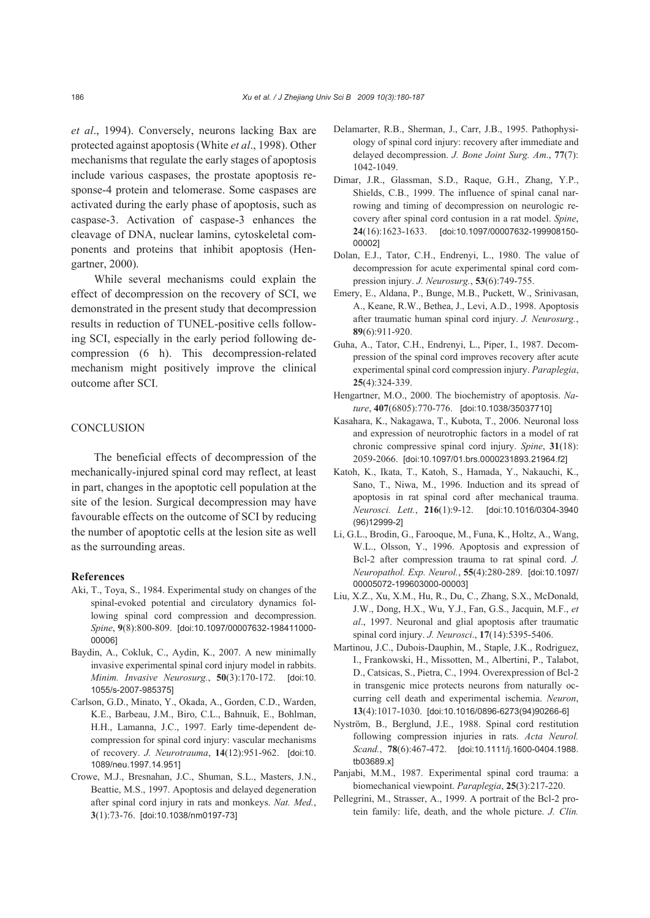*et al*., 1994). Conversely, neurons lacking Bax are protected against apoptosis (White *et al*., 1998). Other mechanisms that regulate the early stages of apoptosis include various caspases, the prostate apoptosis response-4 protein and telomerase. Some caspases are activated during the early phase of apoptosis, such as caspase-3. Activation of caspase-3 enhances the cleavage of DNA, nuclear lamins, cytoskeletal components and proteins that inhibit apoptosis (Hengartner, 2000).

While several mechanisms could explain the effect of decompression on the recovery of SCI, we demonstrated in the present study that decompression results in reduction of TUNEL-positive cells following SCI, especially in the early period following decompression (6 h). This decompression-related mechanism might positively improve the clinical outcome after SCI.

## CONCLUSION

The beneficial effects of decompression of the mechanically-injured spinal cord may reflect, at least in part, changes in the apoptotic cell population at the site of the lesion. Surgical decompression may have favourable effects on the outcome of SCI by reducing the number of apoptotic cells at the lesion site as well as the surrounding areas.

### References

Aki, T., Toya, S., 1984. Experimental study on changes of the spinal-evoked potential and circulatory dynamics following spinal cord compression and decompression. *Spine*, **9**(8):800-809. [doi:10.1097/00007632-198411000-00006]

Baydin, A., Cokluk, C., Aydin, K., 2007. A new minimally invasive experimental spinal cord injury model in rabbits. *Minim. Invasive Neurosurg.*, **50**(3):170-172. [doi:10.1055/s-2007-985375]

Carlson, G.D., Minato, Y., Okada, A., Gorden, C.D., Warden, K.E., Barbeau, J.M., Biro, C.L., Bahnuik, E., Bohlman, H.H., Lamanna, J.C., 1997. Early time-dependent decompression for spinal cord injury: vascular mechanisms of recovery. *J. Neurotrauma*, **14**(12):951-962. [doi:10.1089/neu.1997.14.951]

Crowe, M.J., Bresnahan, J.C., Shuman, S.L., Masters, J.N., Beattie, M.S., 1997. Apoptosis and delayed degeneration after spinal cord injury in rats and monkeys. *Nat. Med.*, **3**(1):73-76. [doi:10.1038/nm0197-73]

Delamarter, R.B., Sherman, J., Carr, J.B., 1995. Pathophysiology of spinal cord injury: recovery after immediate and delayed decompression. *J. Bone Joint Surg. Am*., **77**(7): 1042-1049.

Dimar, J.R., Glassman, S.D., Raque, G.H., Zhang, Y.P., Shields, C.B., 1999. The influence of spinal canal narrowing and timing of decompression on neurologic recovery after spinal cord contusion in a rat model. *Spine*, **24**(16):1623-1633. [doi:10.1097/00007632-199908150-00002]

Dolan, E.J., Tator, C.H., Endrenyi, L., 1980. The value of decompression for acute experimental spinal cord compression injury. *J. Neurosurg.*, **53**(6):749-755.

Emery, E., Aldana, P., Bunge, M.B., Puckett, W., Srinivasan, A., Keane, R.W., Bethea, J., Levi, A.D., 1998. Apoptosis after traumatic human spinal cord injury. *J. Neurosurg.*, **89**(6):911-920.

Guha, A., Tator, C.H., Endrenyi, L., Piper, I., 1987. Decompression of the spinal cord improves recovery after acute experimental spinal cord compression injury. *Paraplegia*, **25**(4):324-339.

Hengartner, M.O., 2000. The biochemistry of apoptosis. *Nature*, **407**(6805):770-776. [doi:10.1038/35037710]

Kasahara, K., Nakagawa, T., Kubota, T., 2006. Neuronal loss and expression of neurotrophic factors in a model of rat chronic compressive spinal cord injury. *Spine*, **31**(18): 2059-2066. [doi:10.1097/01.brs.0000231893.21964.f2]

Katoh, K., Ikata, T., Katoh, S., Hamada, Y., Nakauchi, K., Sano, T., Niwa, M., 1996. Induction and its spread of apoptosis in rat spinal cord after mechanical trauma. *Neurosci. Lett.*, **216**(1):9-12. [doi:10.1016/0304-3940(96)12999-2]

Li, G.L., Brodin, G., Farooque, M., Funa, K., Holtz, A., Wang, W.L., Olsson, Y., 1996. Apoptosis and expression of Bcl-2 after compression trauma to rat spinal cord. *J. Neuropathol. Exp. Neurol.*, **55**(4):280-289. [doi:10.1097/00005072-199603000-00003]

Liu, X.Z., Xu, X.M., Hu, R., Du, C., Zhang, S.X., McDonald, J.W., Dong, H.X., Wu, Y.J., Fan, G.S., Jacquin, M.F., *et al*., 1997. Neuronal and glial apoptosis after traumatic spinal cord injury. *J. Neurosci*., **17**(14):5395-5406.

Martinou, J.C., Dubois-Dauphin, M., Staple, J.K., Rodriguez, I., Frankowski, H., Missotten, M., Albertini, P., Talabot, D., Catsicas, S., Pietra, C., 1994. Overexpression of Bcl-2 in transgenic mice protects neurons from naturally occurring cell death and experimental ischemia. *Neuron*, **13**(4):1017-1030. [doi:10.1016/0896-6273(94)90266-6]

Nyström, B., Berglund, J.E., 1988. Spinal cord restitution following compression injuries in rats. *Acta Neurol. Scand.*, **78**(6):467-472. [doi:10.1111/j.1600-0404.1988.tb03689.x]

Panjabi, M.M., 1987. Experimental spinal cord trauma: a biomechanical viewpoint. *Paraplegia*, **25**(3):217-220.

Pellegrini, M., Strasser, A., 1999. A portrait of the Bcl-2 protein family: life, death, and the whole picture. *J. Clin.*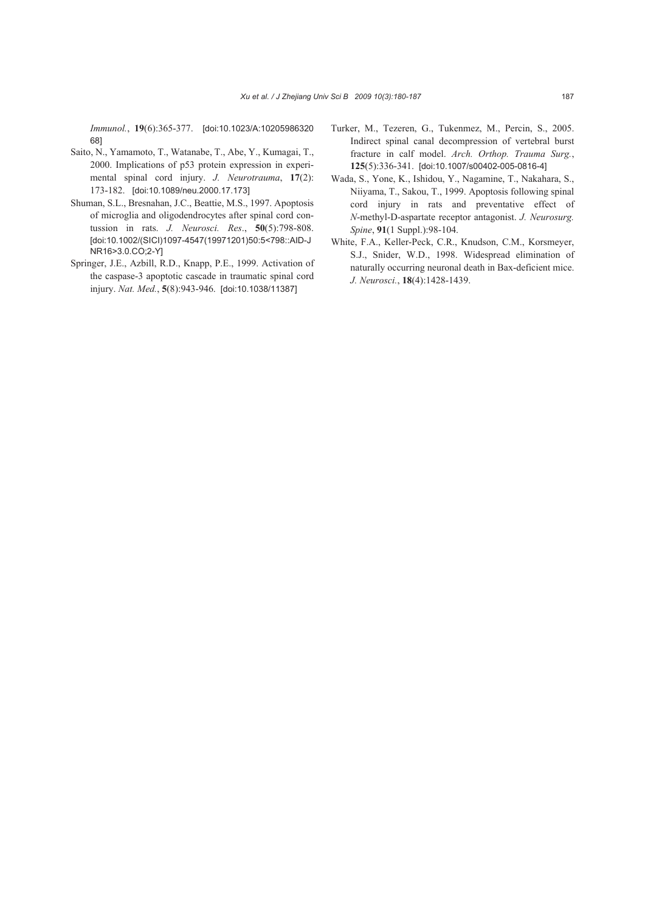*Immunol.*, **19**(6):365-377. [doi:10.1023/A:1020598632068]

Saito, N., Yamamoto, T., Watanabe, T., Abe, Y., Kumagai, T., 2000. Implications of p53 protein expression in experimental spinal cord injury. *J. Neurotrauma*, **17**(2): 173-182. [doi:10.1089/neu.2000.17.173]

Shuman, S.L., Bresnahan, J.C., Beattie, M.S., 1997. Apoptosis of microglia and oligodendrocytes after spinal cord contussion in rats. *J. Neurosci. Res.*, **50**(5):798-808. [doi:10.1002/(SICI)1097-4547(19971201)50:5<798::AID-JNR16>3.0.CO;2-Y]

Springer, J.E., Azbill, R.D., Knapp, P.E., 1999. Activation of the caspase-3 apoptotic cascade in traumatic spinal cord injury. *Nat. Med.*, **5**(8):943-946. [doi:10.1038/11387]

Turker, M., Tezeren, G., Tukenmez, M., Percin, S., 2005. Indirect spinal canal decompression of vertebral burst fracture in calf model. *Arch. Orthop. Trauma Surg.*, **125**(5):336-341. [doi:10.1007/s00402-005-0816-4]

Wada, S., Yone, K., Ishidou, Y., Nagamine, T., Nakahara, S., Niiyama, T., Sakou, T., 1999. Apoptosis following spinal cord injury in rats and preventative effect of *N*-methyl-D-aspartate receptor antagonist. *J. Neurosurg. Spine*, **91**(1 Suppl.):98-104.

White, F.A., Keller-Peck, C.R., Knudson, C.M., Korsmeyer, S.J., Snider, W.D., 1998. Widespread elimination of naturally occurring neuronal death in Bax-deficient mice. *J. Neurosci.*, **18**(4):1428-1439.